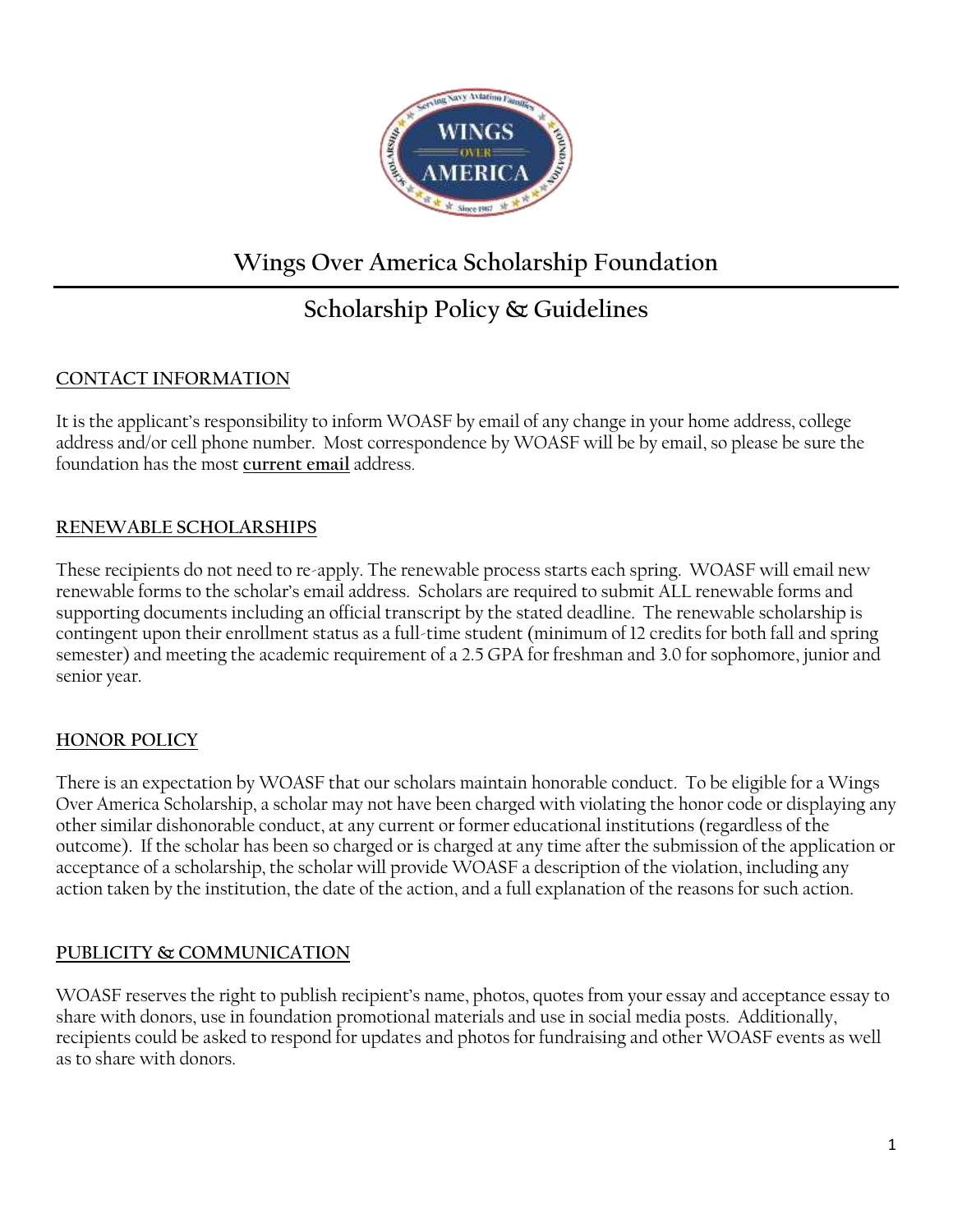# Wings Over America Scholarship Foundation

## Scholarship Policy & Guidelines

### CONTACT INFORMATION

It is the applicant's responsibility to inform WOASF by email of any change in your home address, college address and/or cell phone number. Most correspondence by WOASF will be by email, so please be sure the foundation has the most **current email** address.

### RENEWABLE SCHOLARSHIPS

These recipients do not need to re-apply. The renewable process starts each spring. WOASF will email new renewable forms to the scholar's email address. Scholars are required to submit ALL renewable forms and supporting documents including an official transcript by the stated deadline. The renewable scholarship is contingent upon their enrollment status as a full-time student (minimum of 12 credits for both fall and spring semester) and meeting the academic requirement of a 2.5 GPA for freshman and 3.0 for sophomore, junior and senior year.

### HONOR POLICY

There is an expectation by WOASF that our scholars maintain honorable conduct. To be eligible for a Wings Over America Scholarship, a scholar may not have been charged with violating the honor code or displaying any other similar dishonorable conduct, at any current or former educational institutions (regardless of the outcome). If the scholar has been so charged or is charged at any time after the submission of the application or acceptance of a scholarship, the scholar will provide WOASF a description of the violation, including any action taken by the institution, the date of the action, and a full explanation of the reasons for such action.

### PUBLICITY & COMMUNICATION

WOASF reserves the right to publish recipient's name, photos, quotes from your essay and acceptance essay to share with donors, use in foundation promotional materials and use in social media posts. Additionally, recipients could be asked to respond for updates and photos for fundraising and other WOASF events as well as to share with donors.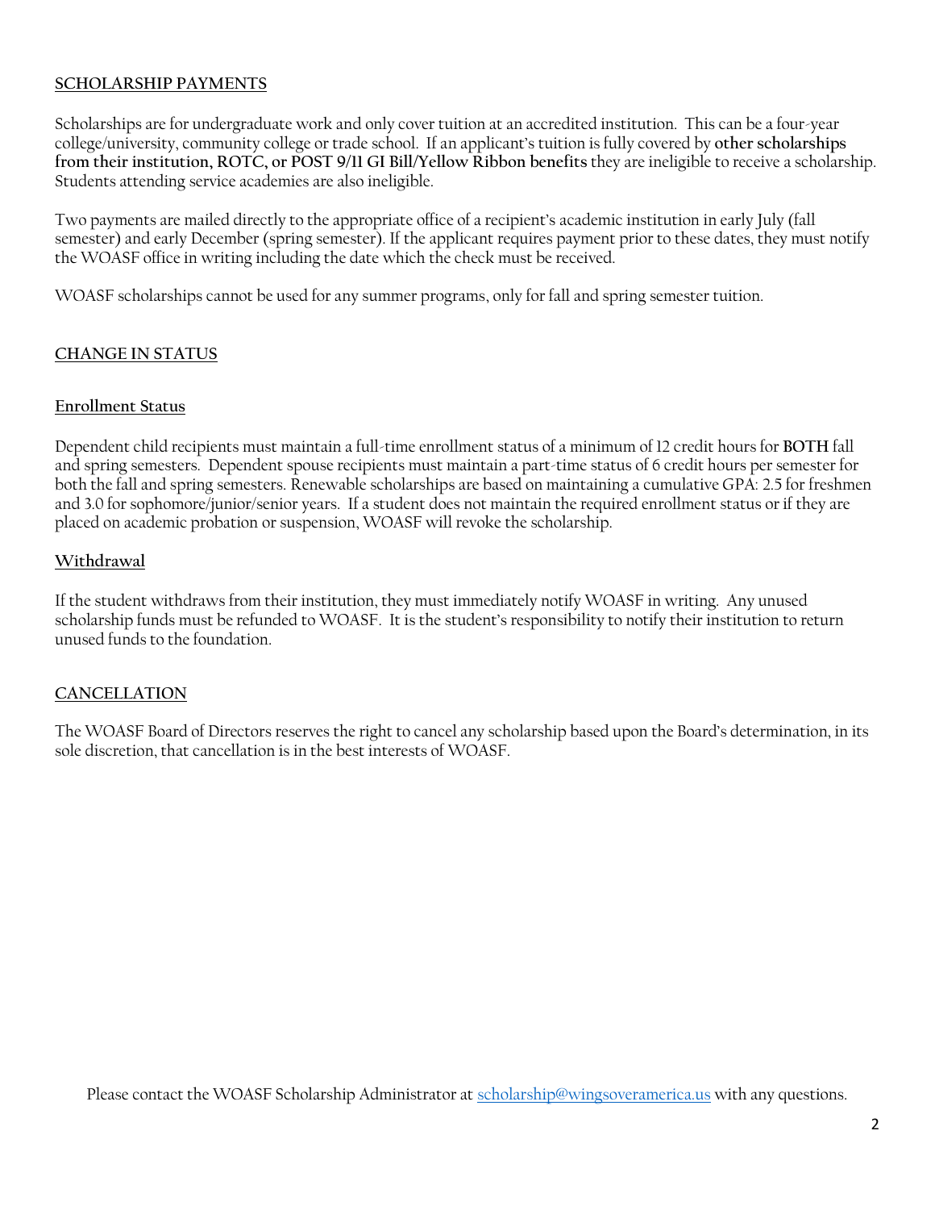## SCHOLARSHIP PAYMENTS

Scholarships are for undergraduate work and only cover tuition at an accredited institution. This can be a four-year college/university, community college or trade school. If an applicant's tuition is fully covered by **other scholarships from their institution, ROTC, or POST 9/11 GI Bill/Yellow Ribbon benefits** they are ineligible to receive a scholarship. Students attending service academies are also ineligible.

Two payments are mailed directly to the appropriate office of a recipient's academic institution in early July (fall semester) and early December (spring semester). If the applicant requires payment prior to these dates, they must notify the WOASF office in writing including the date which the check must be received.

WOASF scholarships cannot be used for any summer programs, only for fall and spring semester tuition.

## CHANGE IN STATUS

### Enrollment Status

Dependent child recipients must maintain a full-time enrollment status of a minimum of 12 credit hours for **BOTH** fall and spring semesters. Dependent spouse recipients must maintain a part-time status of 6 credit hours per semester for both the fall and spring semesters. Renewable scholarships are based on maintaining a cumulative GPA: 2.5 for freshmen and 3.0 for sophomore/junior/senior years. If a student does not maintain the required enrollment status or if they are placed on academic probation or suspension, WOASF will revoke the scholarship.

### Withdrawal

If the student withdraws from their institution, they must immediately notify WOASF in writing. Any unused scholarship funds must be refunded to WOASF. It is the student's responsibility to notify their institution to return unused funds to the foundation.

## CANCELLATION

The WOASF Board of Directors reserves the right to cancel any scholarship based upon the Board's determination, in its sole discretion, that cancellation is in the best interests of WOASF.

Please contact the WOASF Scholarship Administrator at scholarship@wingsoveramerica.us with any questions.